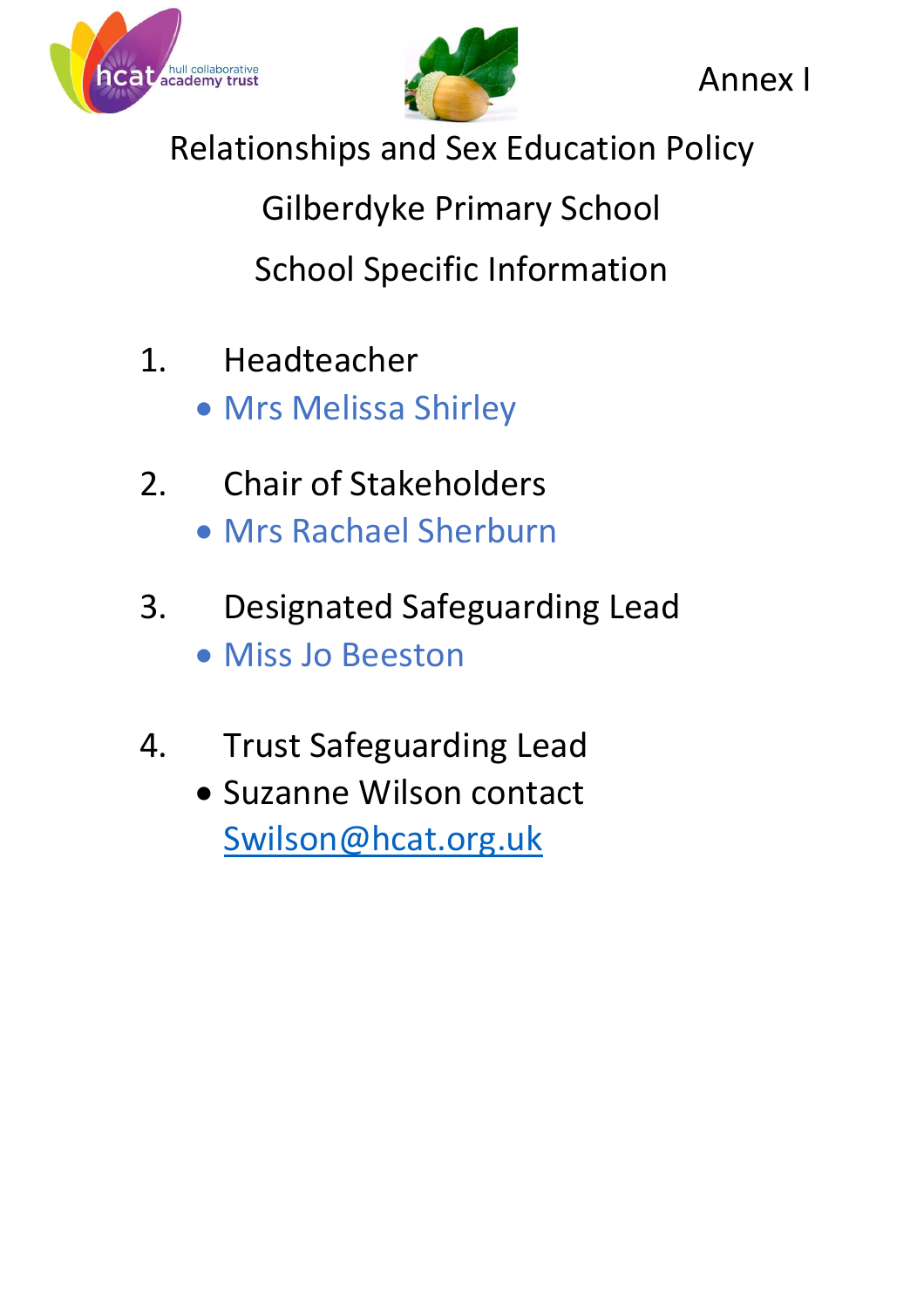Annex I

# Relationships and Sex Education Policy

## Gilberdyke Primary School

## School Specific Information

1. Headteacher
   - Mrs Melissa Shirley

2. Chair of Stakeholders
   - Mrs Rachael Sherburn

3. Designated Safeguarding Lead
   - Miss Jo Beeston

4. Trust Safeguarding Lead
   - Suzanne Wilson contact Swilson@hcat.org.uk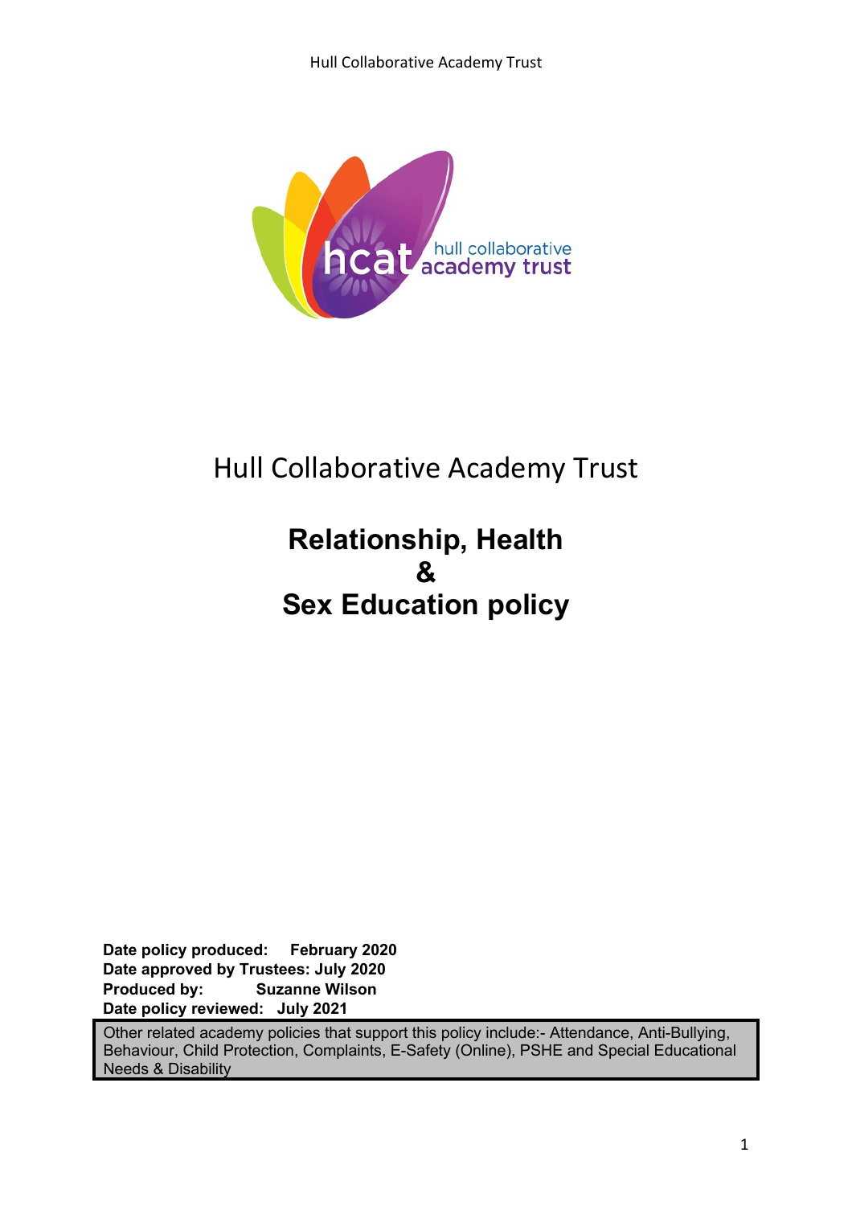# Hull Collaborative Academy Trust

# Relationship, Health & Sex Education policy

**Date policy produced: February 2020**
**Date approved by Trustees: July 2020**
**Produced by: Suzanne Wilson**
**Date policy reviewed: July 2021**

Other related academy policies that support this policy include:- Attendance, Anti-Bullying, Behaviour, Child Protection, Complaints, E-Safety (Online), PSHE and Special Educational Needs & Disability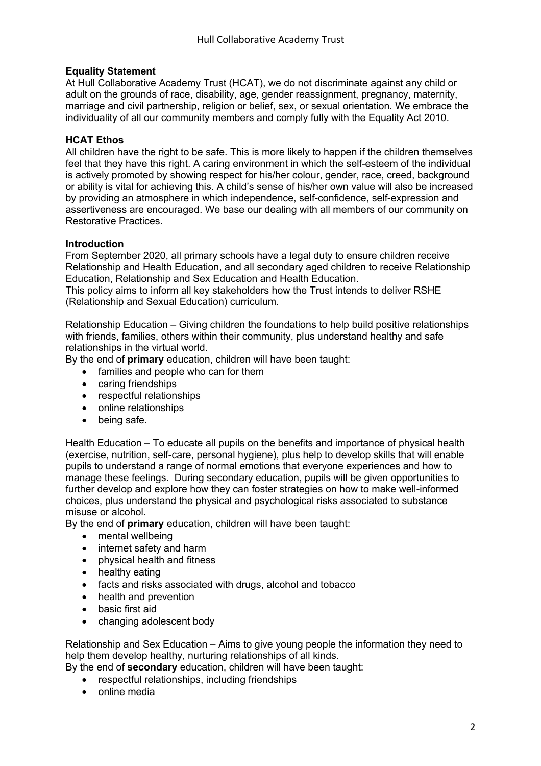**Equality Statement**

At Hull Collaborative Academy Trust (HCAT), we do not discriminate against any child or adult on the grounds of race, disability, age, gender reassignment, pregnancy, maternity, marriage and civil partnership, religion or belief, sex, or sexual orientation. We embrace the individuality of all our community members and comply fully with the Equality Act 2010.

**HCAT Ethos**

All children have the right to be safe. This is more likely to happen if the children themselves feel that they have this right. A caring environment in which the self-esteem of the individual is actively promoted by showing respect for his/her colour, gender, race, creed, background or ability is vital for achieving this. A child's sense of his/her own value will also be increased by providing an atmosphere in which independence, self-confidence, self-expression and assertiveness are encouraged. We base our dealing with all members of our community on Restorative Practices.

**Introduction**

From September 2020, all primary schools have a legal duty to ensure children receive Relationship and Health Education, and all secondary aged children to receive Relationship Education, Relationship and Sex Education and Health Education.
This policy aims to inform all key stakeholders how the Trust intends to deliver RSHE (Relationship and Sexual Education) curriculum.

Relationship Education – Giving children the foundations to help build positive relationships with friends, families, others within their community, plus understand healthy and safe relationships in the virtual world.
By the end of **primary** education, children will have been taught:

- families and people who can for them
- caring friendships
- respectful relationships
- online relationships
- being safe.

Health Education – To educate all pupils on the benefits and importance of physical health (exercise, nutrition, self-care, personal hygiene), plus help to develop skills that will enable pupils to understand a range of normal emotions that everyone experiences and how to manage these feelings. During secondary education, pupils will be given opportunities to further develop and explore how they can foster strategies on how to make well-informed choices, plus understand the physical and psychological risks associated to substance misuse or alcohol.
By the end of **primary** education, children will have been taught:

- mental wellbeing
- internet safety and harm
- physical health and fitness
- healthy eating
- facts and risks associated with drugs, alcohol and tobacco
- health and prevention
- basic first aid
- changing adolescent body

Relationship and Sex Education – Aims to give young people the information they need to help them develop healthy, nurturing relationships of all kinds.
By the end of **secondary** education, children will have been taught:

- respectful relationships, including friendships
- online media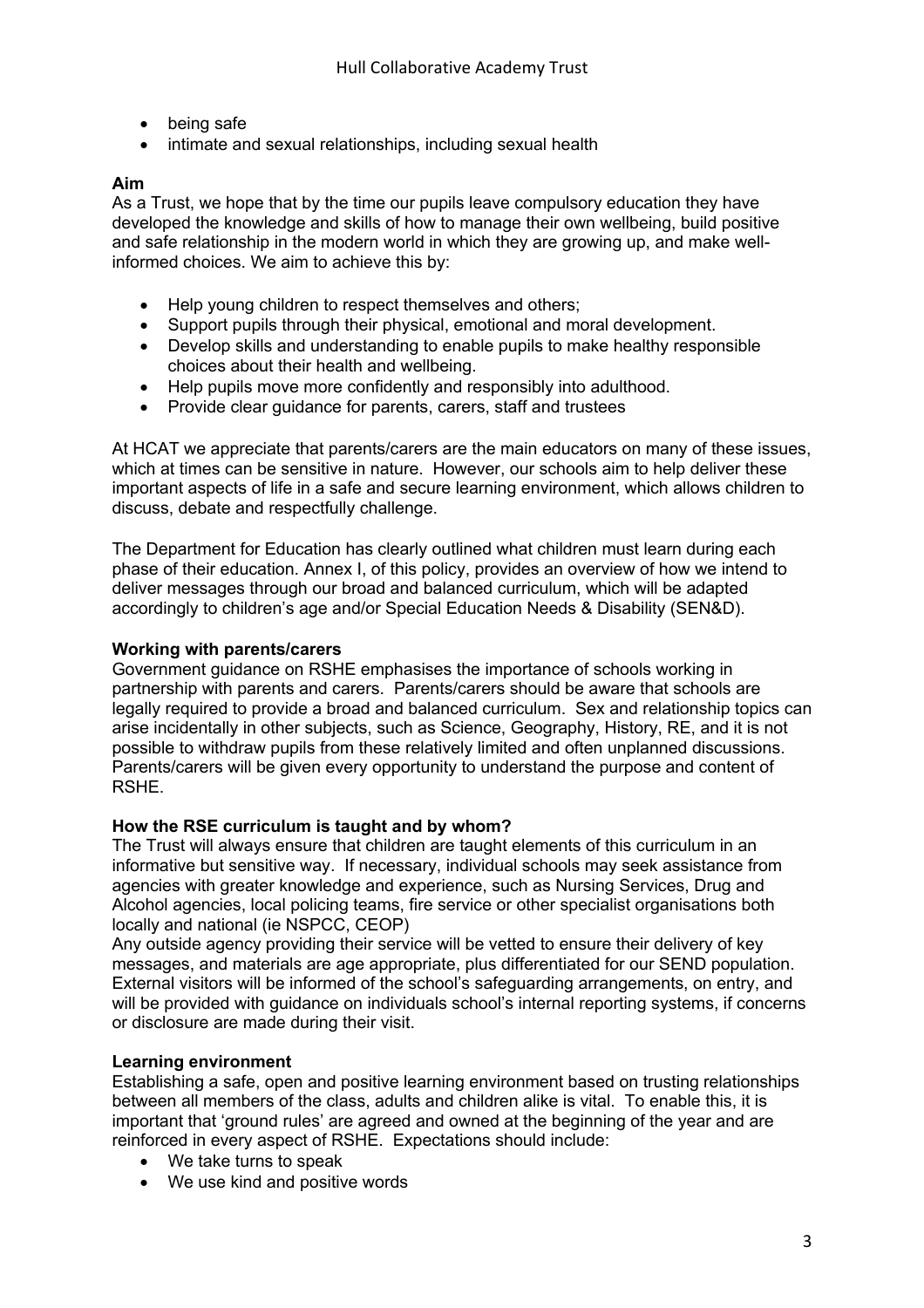- being safe
- intimate and sexual relationships, including sexual health

**Aim**

As a Trust, we hope that by the time our pupils leave compulsory education they have developed the knowledge and skills of how to manage their own wellbeing, build positive and safe relationship in the modern world in which they are growing up, and make well-informed choices. We aim to achieve this by:

- Help young children to respect themselves and others;
- Support pupils through their physical, emotional and moral development.
- Develop skills and understanding to enable pupils to make healthy responsible choices about their health and wellbeing.
- Help pupils move more confidently and responsibly into adulthood.
- Provide clear guidance for parents, carers, staff and trustees

At HCAT we appreciate that parents/carers are the main educators on many of these issues, which at times can be sensitive in nature. However, our schools aim to help deliver these important aspects of life in a safe and secure learning environment, which allows children to discuss, debate and respectfully challenge.

The Department for Education has clearly outlined what children must learn during each phase of their education. Annex I, of this policy, provides an overview of how we intend to deliver messages through our broad and balanced curriculum, which will be adapted accordingly to children's age and/or Special Education Needs & Disability (SEN&D).

**Working with parents/carers**

Government guidance on RSHE emphasises the importance of schools working in partnership with parents and carers. Parents/carers should be aware that schools are legally required to provide a broad and balanced curriculum. Sex and relationship topics can arise incidentally in other subjects, such as Science, Geography, History, RE, and it is not possible to withdraw pupils from these relatively limited and often unplanned discussions. Parents/carers will be given every opportunity to understand the purpose and content of RSHE.

**How the RSE curriculum is taught and by whom?**

The Trust will always ensure that children are taught elements of this curriculum in an informative but sensitive way. If necessary, individual schools may seek assistance from agencies with greater knowledge and experience, such as Nursing Services, Drug and Alcohol agencies, local policing teams, fire service or other specialist organisations both locally and national (ie NSPCC, CEOP)

Any outside agency providing their service will be vetted to ensure their delivery of key messages, and materials are age appropriate, plus differentiated for our SEND population. External visitors will be informed of the school's safeguarding arrangements, on entry, and will be provided with guidance on individuals school's internal reporting systems, if concerns or disclosure are made during their visit.

**Learning environment**

Establishing a safe, open and positive learning environment based on trusting relationships between all members of the class, adults and children alike is vital. To enable this, it is important that 'ground rules' are agreed and owned at the beginning of the year and are reinforced in every aspect of RSHE. Expectations should include:

- We take turns to speak
- We use kind and positive words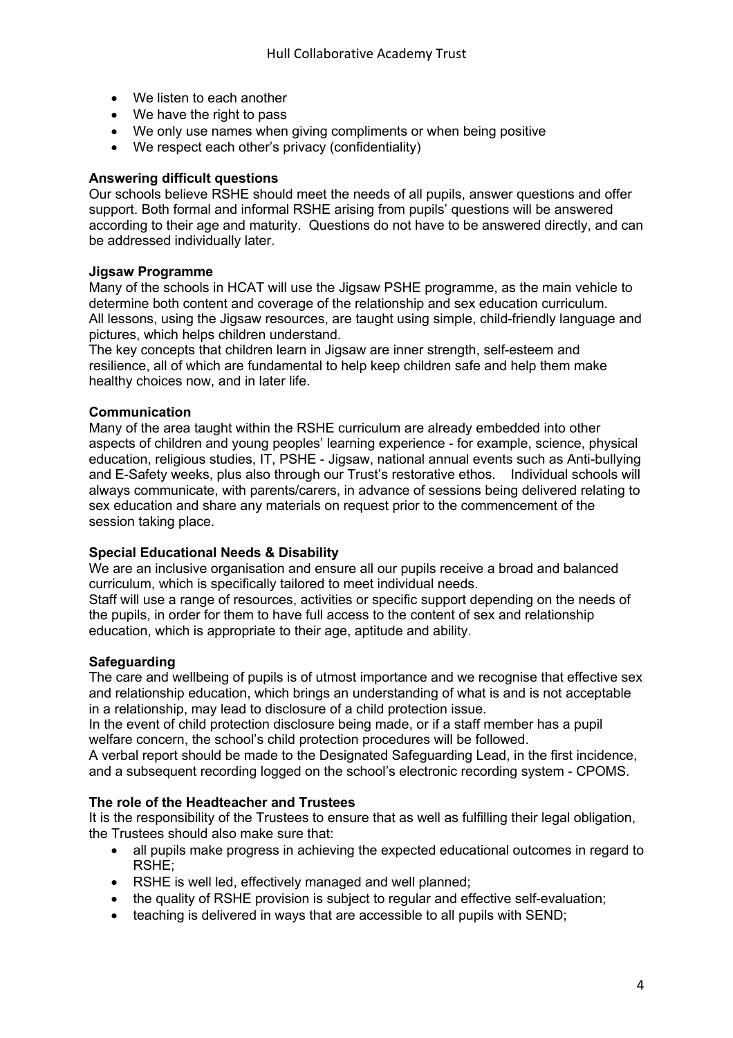- We listen to each another
- We have the right to pass
- We only use names when giving compliments or when being positive
- We respect each other's privacy (confidentiality)

**Answering difficult questions**
Our schools believe RSHE should meet the needs of all pupils, answer questions and offer support. Both formal and informal RSHE arising from pupils' questions will be answered according to their age and maturity. Questions do not have to be answered directly, and can be addressed individually later.

**Jigsaw Programme**
Many of the schools in HCAT will use the Jigsaw PSHE programme, as the main vehicle to determine both content and coverage of the relationship and sex education curriculum.
All lessons, using the Jigsaw resources, are taught using simple, child-friendly language and pictures, which helps children understand.
The key concepts that children learn in Jigsaw are inner strength, self-esteem and resilience, all of which are fundamental to help keep children safe and help them make healthy choices now, and in later life.

**Communication**
Many of the area taught within the RSHE curriculum are already embedded into other aspects of children and young peoples' learning experience - for example, science, physical education, religious studies, IT, PSHE - Jigsaw, national annual events such as Anti-bullying and E-Safety weeks, plus also through our Trust's restorative ethos. Individual schools will always communicate, with parents/carers, in advance of sessions being delivered relating to sex education and share any materials on request prior to the commencement of the session taking place.

**Special Educational Needs & Disability**
We are an inclusive organisation and ensure all our pupils receive a broad and balanced curriculum, which is specifically tailored to meet individual needs.
Staff will use a range of resources, activities or specific support depending on the needs of the pupils, in order for them to have full access to the content of sex and relationship education, which is appropriate to their age, aptitude and ability.

**Safeguarding**
The care and wellbeing of pupils is of utmost importance and we recognise that effective sex and relationship education, which brings an understanding of what is and is not acceptable in a relationship, may lead to disclosure of a child protection issue.
In the event of child protection disclosure being made, or if a staff member has a pupil welfare concern, the school's child protection procedures will be followed.
A verbal report should be made to the Designated Safeguarding Lead, in the first incidence, and a subsequent recording logged on the school's electronic recording system - CPOMS.

**The role of the Headteacher and Trustees**
It is the responsibility of the Trustees to ensure that as well as fulfilling their legal obligation, the Trustees should also make sure that:

- all pupils make progress in achieving the expected educational outcomes in regard to RSHE;
- RSHE is well led, effectively managed and well planned;
- the quality of RSHE provision is subject to regular and effective self-evaluation;
- teaching is delivered in ways that are accessible to all pupils with SEND;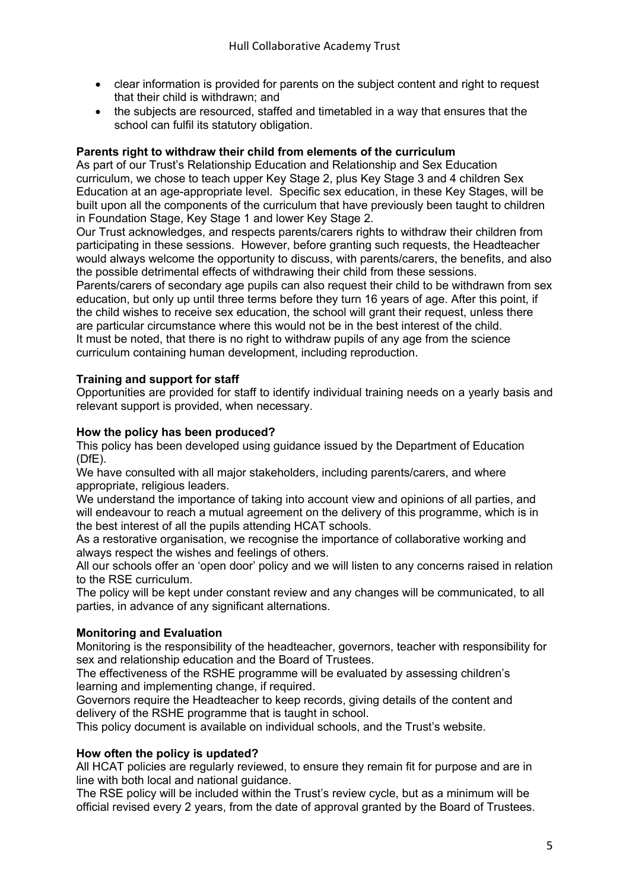- clear information is provided for parents on the subject content and right to request that their child is withdrawn; and
- the subjects are resourced, staffed and timetabled in a way that ensures that the school can fulfil its statutory obligation.

**Parents right to withdraw their child from elements of the curriculum**

As part of our Trust's Relationship Education and Relationship and Sex Education curriculum, we chose to teach upper Key Stage 2, plus Key Stage 3 and 4 children Sex Education at an age-appropriate level. Specific sex education, in these Key Stages, will be built upon all the components of the curriculum that have previously been taught to children in Foundation Stage, Key Stage 1 and lower Key Stage 2.

Our Trust acknowledges, and respects parents/carers rights to withdraw their children from participating in these sessions. However, before granting such requests, the Headteacher would always welcome the opportunity to discuss, with parents/carers, the benefits, and also the possible detrimental effects of withdrawing their child from these sessions.

Parents/carers of secondary age pupils can also request their child to be withdrawn from sex education, but only up until three terms before they turn 16 years of age. After this point, if the child wishes to receive sex education, the school will grant their request, unless there are particular circumstance where this would not be in the best interest of the child.

It must be noted, that there is no right to withdraw pupils of any age from the science curriculum containing human development, including reproduction.

**Training and support for staff**

Opportunities are provided for staff to identify individual training needs on a yearly basis and relevant support is provided, when necessary.

**How the policy has been produced?**

This policy has been developed using guidance issued by the Department of Education (DfE).

We have consulted with all major stakeholders, including parents/carers, and where appropriate, religious leaders.

We understand the importance of taking into account view and opinions of all parties, and will endeavour to reach a mutual agreement on the delivery of this programme, which is in the best interest of all the pupils attending HCAT schools.

As a restorative organisation, we recognise the importance of collaborative working and always respect the wishes and feelings of others.

All our schools offer an 'open door' policy and we will listen to any concerns raised in relation to the RSE curriculum.

The policy will be kept under constant review and any changes will be communicated, to all parties, in advance of any significant alternations.

**Monitoring and Evaluation**

Monitoring is the responsibility of the headteacher, governors, teacher with responsibility for sex and relationship education and the Board of Trustees.

The effectiveness of the RSHE programme will be evaluated by assessing children's learning and implementing change, if required.

Governors require the Headteacher to keep records, giving details of the content and delivery of the RSHE programme that is taught in school.

This policy document is available on individual schools, and the Trust's website.

**How often the policy is updated?**

All HCAT policies are regularly reviewed, to ensure they remain fit for purpose and are in line with both local and national guidance.

The RSE policy will be included within the Trust's review cycle, but as a minimum will be official revised every 2 years, from the date of approval granted by the Board of Trustees.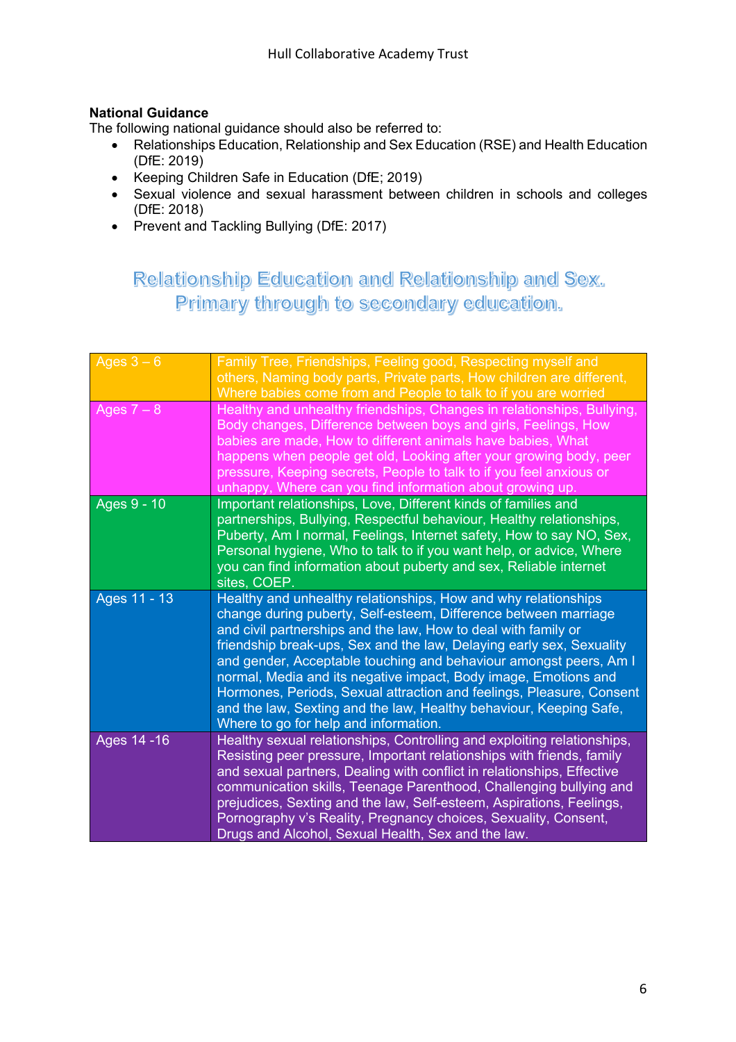**National Guidance**

The following national guidance should also be referred to:

- Relationships Education, Relationship and Sex Education (RSE) and Health Education (DfE: 2019)
- Keeping Children Safe in Education (DfE; 2019)
- Sexual violence and sexual harassment between children in schools and colleges (DfE: 2018)
- Prevent and Tackling Bullying (DfE: 2017)

## Relationship Education and Relationship and Sex. Primary through to secondary education.

| Ages | Topics |
|---|---|
| Ages 3 – 6 | Family Tree, Friendships, Feeling good, Respecting myself and others, Naming body parts, Private parts, How children are different, Where babies come from and People to talk to if you are worried |
| Ages 7 – 8 | Healthy and unhealthy friendships, Changes in relationships, Bullying, Body changes, Difference between boys and girls, Feelings, How babies are made, How to different animals have babies, What happens when people get old, Looking after your growing body, peer pressure, Keeping secrets, People to talk to if you feel anxious or unhappy, Where can you find information about growing up. |
| Ages 9 - 10 | Important relationships, Love, Different kinds of families and partnerships, Bullying, Respectful behaviour, Healthy relationships, Puberty, Am I normal, Feelings, Internet safety, How to say NO, Sex, Personal hygiene, Who to talk to if you want help, or advice, Where you can find information about puberty and sex, Reliable internet sites, COEP. |
| Ages 11 - 13 | Healthy and unhealthy relationships, How and why relationships change during puberty, Self-esteem, Difference between marriage and civil partnerships and the law, How to deal with family or friendship break-ups, Sex and the law, Delaying early sex, Sexuality and gender, Acceptable touching and behaviour amongst peers, Am I normal, Media and its negative impact, Body image, Emotions and Hormones, Periods, Sexual attraction and feelings, Pleasure, Consent and the law, Sexting and the law, Healthy behaviour, Keeping Safe, Where to go for help and information. |
| Ages 14 -16 | Healthy sexual relationships, Controlling and exploiting relationships, Resisting peer pressure, Important relationships with friends, family and sexual partners, Dealing with conflict in relationships, Effective communication skills, Teenage Parenthood, Challenging bullying and prejudices, Sexting and the law, Self-esteem, Aspirations, Feelings, Pornography v's Reality, Pregnancy choices, Sexuality, Consent, Drugs and Alcohol, Sexual Health, Sex and the law. |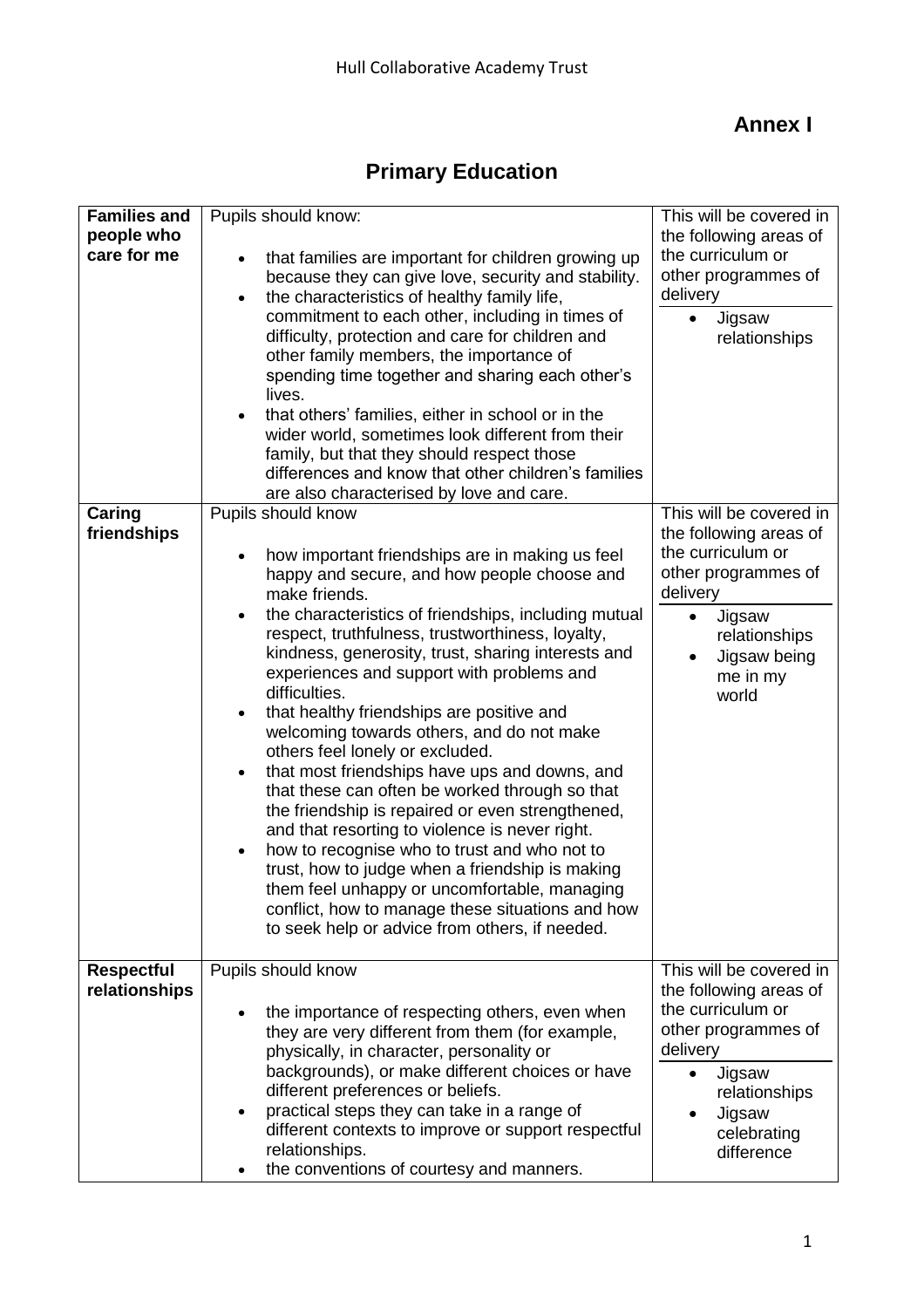## Annex I

# Primary Education

| | | |
|---|---|---|
| **Families and people who care for me** | Pupils should know:<br><br>• that families are important for children growing up because they can give love, security and stability.<br>• the characteristics of healthy family life, commitment to each other, including in times of difficulty, protection and care for children and other family members, the importance of spending time together and sharing each other's lives.<br>• that others' families, either in school or in the wider world, sometimes look different from their family, but that they should respect those differences and know that other children's families are also characterised by love and care. | This will be covered in the following areas of the curriculum or other programmes of delivery<br><br>• Jigsaw relationships |
| **Caring friendships** | Pupils should know<br><br>• how important friendships are in making us feel happy and secure, and how people choose and make friends.<br>• the characteristics of friendships, including mutual respect, truthfulness, trustworthiness, loyalty, kindness, generosity, trust, sharing interests and experiences and support with problems and difficulties.<br>• that healthy friendships are positive and welcoming towards others, and do not make others feel lonely or excluded.<br>• that most friendships have ups and downs, and that these can often be worked through so that the friendship is repaired or even strengthened, and that resorting to violence is never right.<br>• how to recognise who to trust and who not to trust, how to judge when a friendship is making them feel unhappy or uncomfortable, managing conflict, how to manage these situations and how to seek help or advice from others, if needed. | This will be covered in the following areas of the curriculum or other programmes of delivery<br><br>• Jigsaw relationships<br>• Jigsaw being me in my world |
| **Respectful relationships** | Pupils should know<br><br>• the importance of respecting others, even when they are very different from them (for example, physically, in character, personality or backgrounds), or make different choices or have different preferences or beliefs.<br>• practical steps they can take in a range of different contexts to improve or support respectful relationships.<br>• the conventions of courtesy and manners. | This will be covered in the following areas of the curriculum or other programmes of delivery<br><br>• Jigsaw relationships<br>• Jigsaw celebrating difference |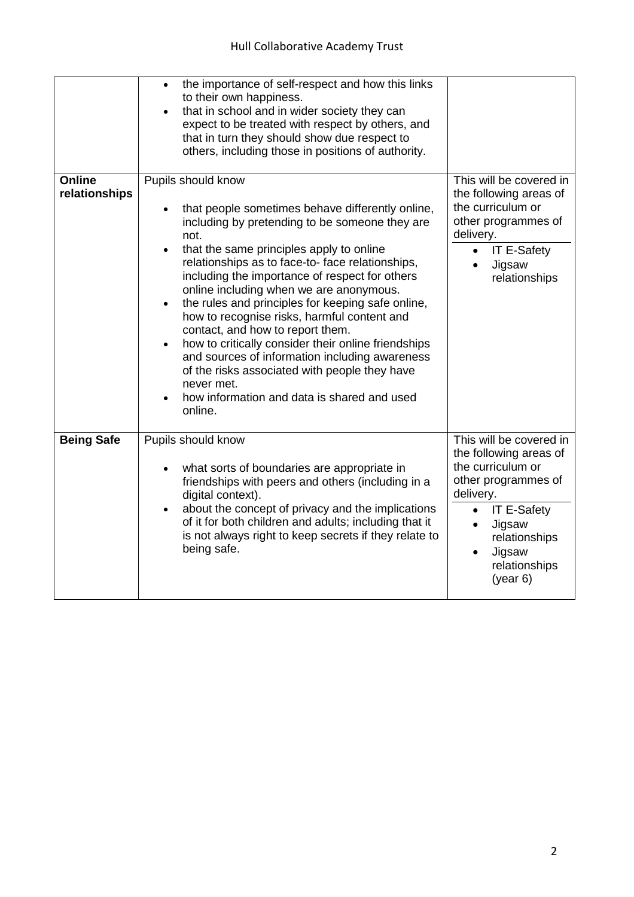| | | |
|---|---|---|
| | • the importance of self-respect and how this links to their own happiness.<br>• that in school and in wider society they can expect to be treated with respect by others, and that in turn they should show due respect to others, including those in positions of authority. | |
| **Online relationships** | Pupils should know<br>• that people sometimes behave differently online, including by pretending to be someone they are not.<br>• that the same principles apply to online relationships as to face-to- face relationships, including the importance of respect for others online including when we are anonymous.<br>• the rules and principles for keeping safe online, how to recognise risks, harmful content and contact, and how to report them.<br>• how to critically consider their online friendships and sources of information including awareness of the risks associated with people they have never met.<br>• how information and data is shared and used online. | This will be covered in the following areas of the curriculum or other programmes of delivery.<br>• IT E-Safety<br>• Jigsaw relationships |
| **Being Safe** | Pupils should know<br>• what sorts of boundaries are appropriate in friendships with peers and others (including in a digital context).<br>• about the concept of privacy and the implications of it for both children and adults; including that it is not always right to keep secrets if they relate to being safe. | This will be covered in the following areas of the curriculum or other programmes of delivery.<br>• IT E-Safety<br>• Jigsaw relationships<br>• Jigsaw relationships (year 6) |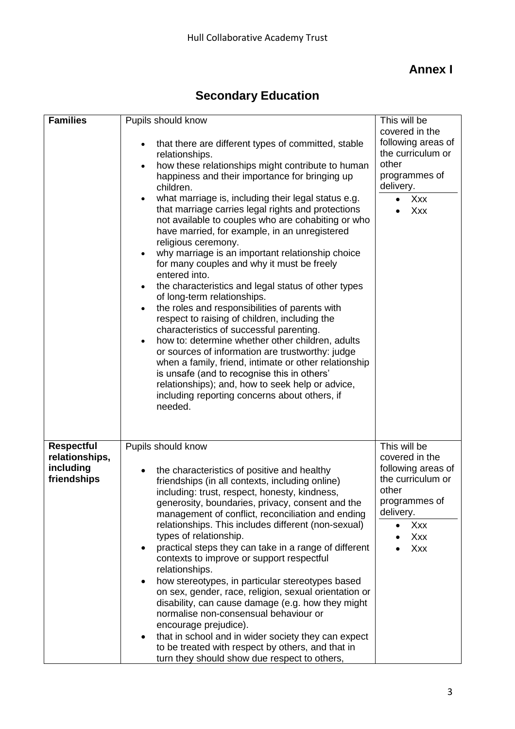## Annex I

# Secondary Education

| | | |
|---|---|---|
| **Families** | Pupils should know<br><br>• that there are different types of committed, stable relationships.<br>• how these relationships might contribute to human happiness and their importance for bringing up children.<br>• what marriage is, including their legal status e.g. that marriage carries legal rights and protections not available to couples who are cohabiting or who have married, for example, in an unregistered religious ceremony.<br>• why marriage is an important relationship choice for many couples and why it must be freely entered into.<br>• the characteristics and legal status of other types of long-term relationships.<br>• the roles and responsibilities of parents with respect to raising of children, including the characteristics of successful parenting.<br>• how to: determine whether other children, adults or sources of information are trustworthy: judge when a family, friend, intimate or other relationship is unsafe (and to recognise this in others' relationships); and, how to seek help or advice, including reporting concerns about others, if needed. | This will be covered in the following areas of the curriculum or other programmes of delivery.<br><br>• Xxx<br>• Xxx |
| **Respectful relationships, including friendships** | Pupils should know<br><br>• the characteristics of positive and healthy friendships (in all contexts, including online) including: trust, respect, honesty, kindness, generosity, boundaries, privacy, consent and the management of conflict, reconciliation and ending relationships. This includes different (non-sexual) types of relationship.<br>• practical steps they can take in a range of different contexts to improve or support respectful relationships.<br>• how stereotypes, in particular stereotypes based on sex, gender, race, religion, sexual orientation or disability, can cause damage (e.g. how they might normalise non-consensual behaviour or encourage prejudice).<br>• that in school and in wider society they can expect to be treated with respect by others, and that in turn they should show due respect to others, | This will be covered in the following areas of the curriculum or other programmes of delivery.<br><br>• Xxx<br>• Xxx<br>• Xxx |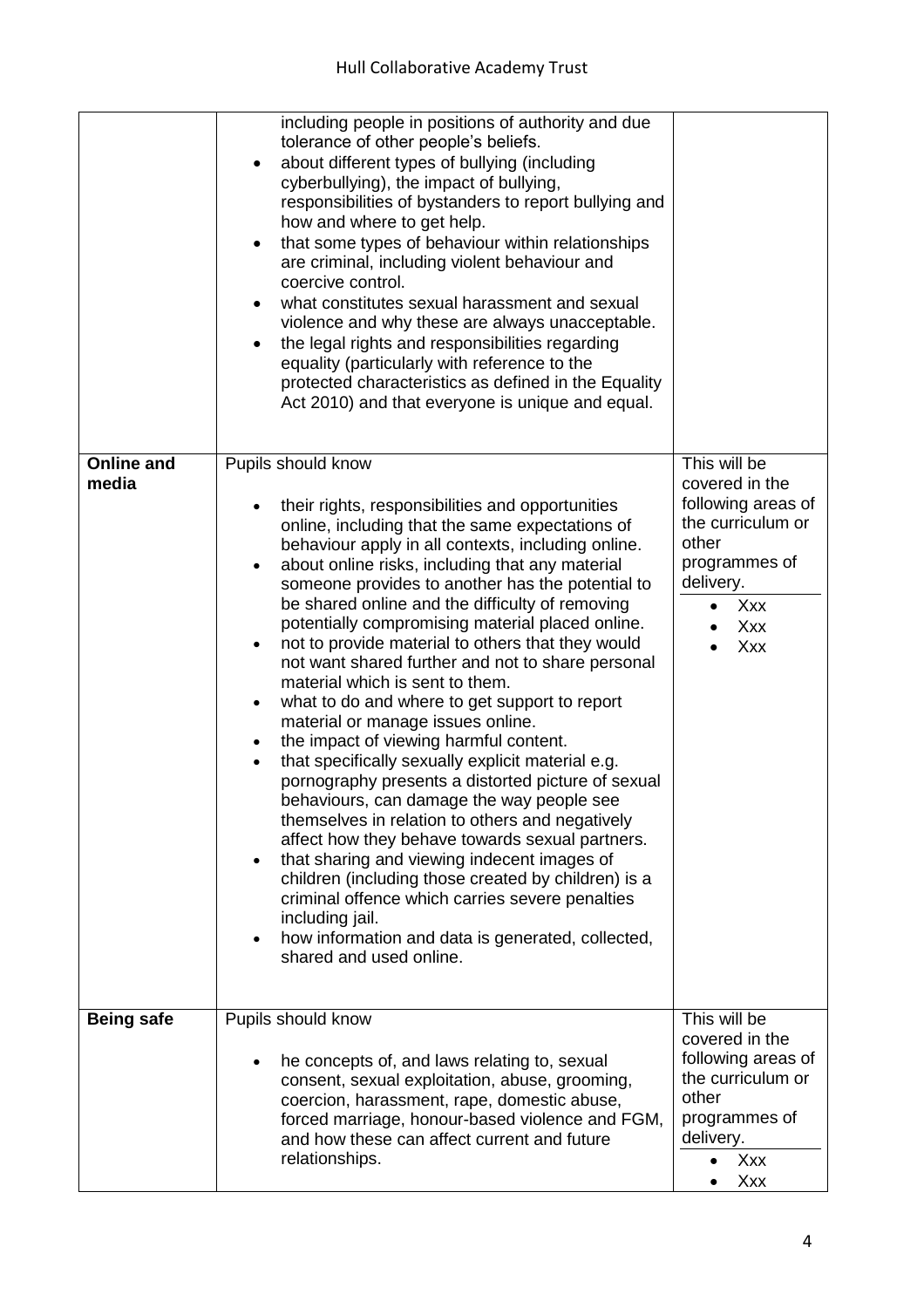| | | |
|---|---|---|
| | including people in positions of authority and due tolerance of other people's beliefs.<br>• about different types of bullying (including cyberbullying), the impact of bullying, responsibilities of bystanders to report bullying and how and where to get help.<br>• that some types of behaviour within relationships are criminal, including violent behaviour and coercive control.<br>• what constitutes sexual harassment and sexual violence and why these are always unacceptable.<br>• the legal rights and responsibilities regarding equality (particularly with reference to the protected characteristics as defined in the Equality Act 2010) and that everyone is unique and equal. | |
| **Online and media** | Pupils should know<br>• their rights, responsibilities and opportunities online, including that the same expectations of behaviour apply in all contexts, including online.<br>• about online risks, including that any material someone provides to another has the potential to be shared online and the difficulty of removing potentially compromising material placed online.<br>• not to provide material to others that they would not want shared further and not to share personal material which is sent to them.<br>• what to do and where to get support to report material or manage issues online.<br>• the impact of viewing harmful content.<br>• that specifically sexually explicit material e.g. pornography presents a distorted picture of sexual behaviours, can damage the way people see themselves in relation to others and negatively affect how they behave towards sexual partners.<br>• that sharing and viewing indecent images of children (including those created by children) is a criminal offence which carries severe penalties including jail.<br>• how information and data is generated, collected, shared and used online. | This will be covered in the following areas of the curriculum or other programmes of delivery.<br>• Xxx<br>• Xxx<br>• Xxx |
| **Being safe** | Pupils should know<br>• he concepts of, and laws relating to, sexual consent, sexual exploitation, abuse, grooming, coercion, harassment, rape, domestic abuse, forced marriage, honour-based violence and FGM, and how these can affect current and future relationships. | This will be covered in the following areas of the curriculum or other programmes of delivery.<br>• Xxx<br>• Xxx |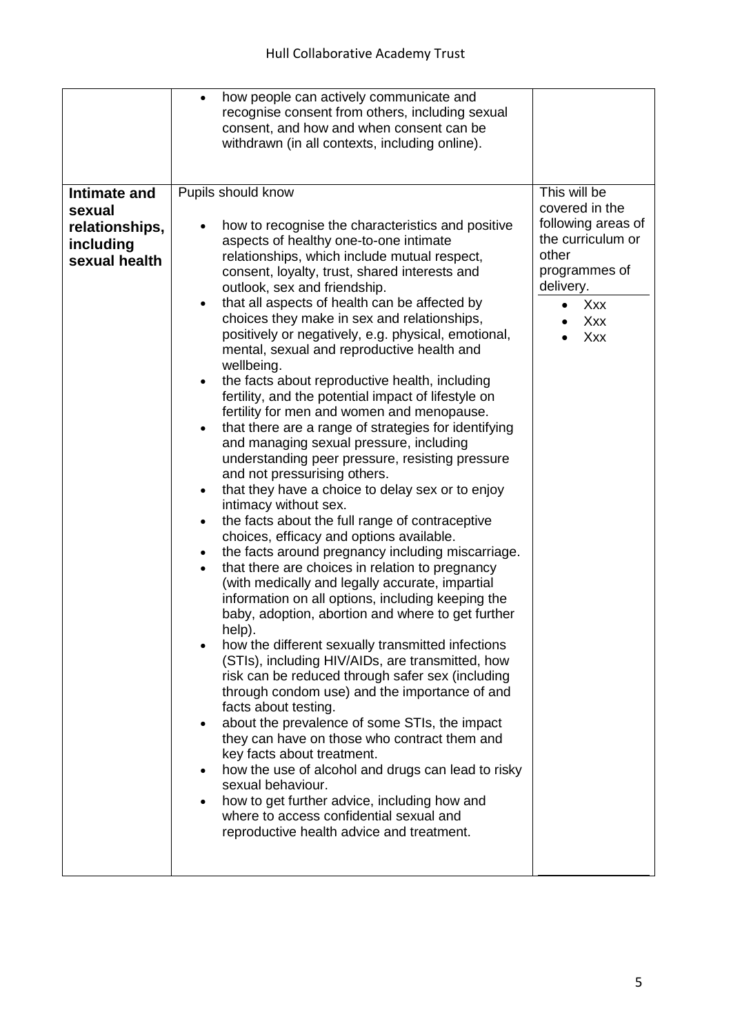| | | |
|---|---|---|
| | • how people can actively communicate and recognise consent from others, including sexual consent, and how and when consent can be withdrawn (in all contexts, including online). | |
| **Intimate and sexual relationships, including sexual health** | Pupils should know<br><br>• how to recognise the characteristics and positive aspects of healthy one-to-one intimate relationships, which include mutual respect, consent, loyalty, trust, shared interests and outlook, sex and friendship.<br>• that all aspects of health can be affected by choices they make in sex and relationships, positively or negatively, e.g. physical, emotional, mental, sexual and reproductive health and wellbeing.<br>• the facts about reproductive health, including fertility, and the potential impact of lifestyle on fertility for men and women and menopause.<br>• that there are a range of strategies for identifying and managing sexual pressure, including understanding peer pressure, resisting pressure and not pressurising others.<br>• that they have a choice to delay sex or to enjoy intimacy without sex.<br>• the facts about the full range of contraceptive choices, efficacy and options available.<br>• the facts around pregnancy including miscarriage.<br>• that there are choices in relation to pregnancy (with medically and legally accurate, impartial information on all options, including keeping the baby, adoption, abortion and where to get further help).<br>• how the different sexually transmitted infections (STIs), including HIV/AIDs, are transmitted, how risk can be reduced through safer sex (including through condom use) and the importance of and facts about testing.<br>• about the prevalence of some STIs, the impact they can have on those who contract them and key facts about treatment.<br>• how the use of alcohol and drugs can lead to risky sexual behaviour.<br>• how to get further advice, including how and where to access confidential sexual and reproductive health advice and treatment. | This will be covered in the following areas of the curriculum or other programmes of delivery.<br><br>• Xxx<br>• Xxx<br>• Xxx |